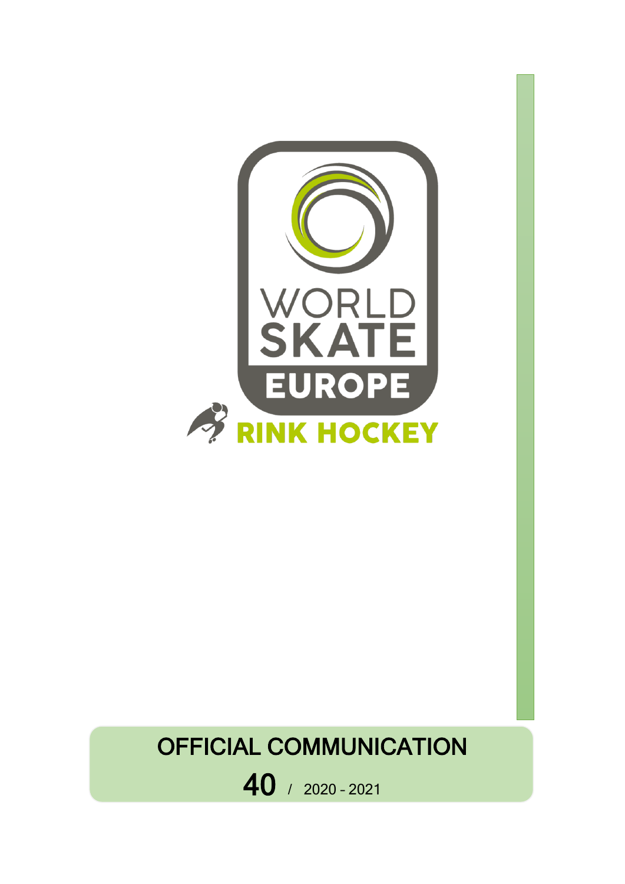WORLD SKATE EUROPE

RINK HOCKEY

# OFFICIAL COMMUNICATION

**40** / 2020 - 2021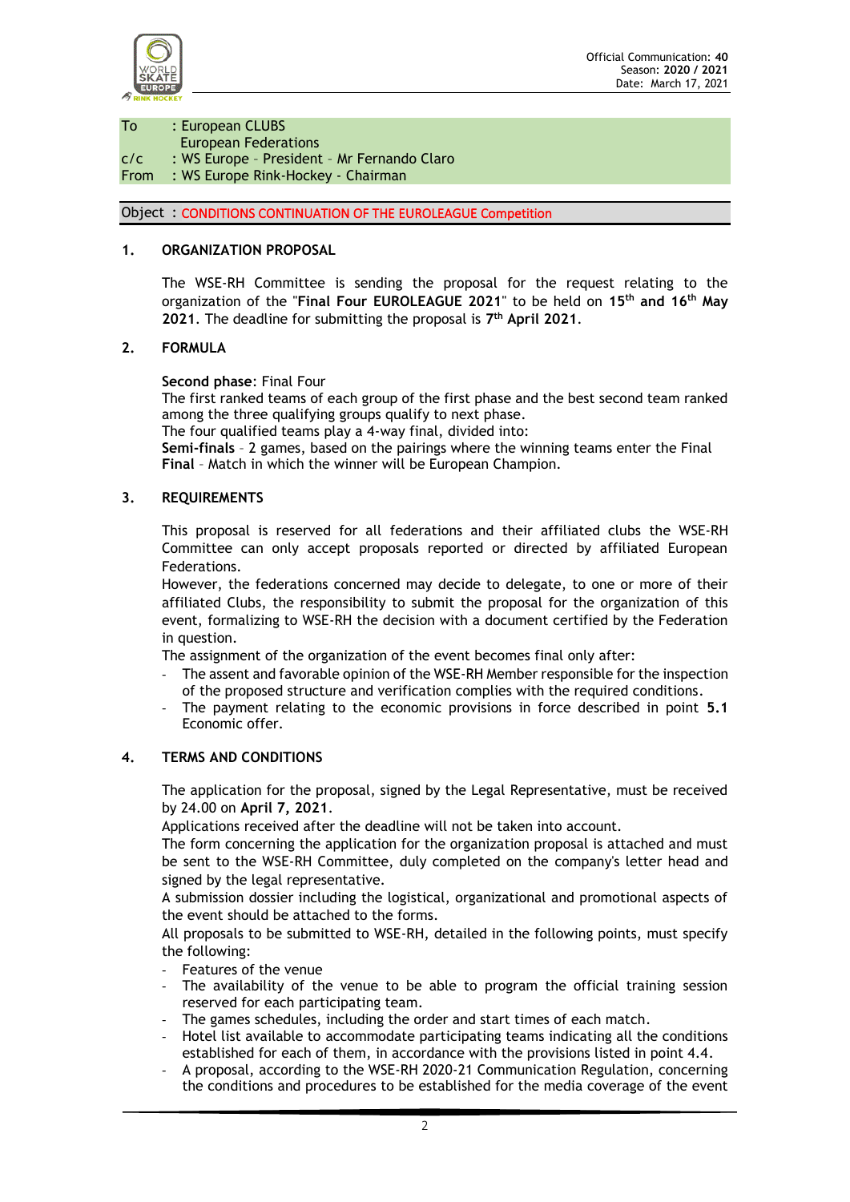Official Communication: **40**
Season: **2020 / 2021**
Date: March 17, 2021

| | |
|---|---|
| To | : European CLUBS<br>European Federations |
| c/c | : WS Europe – President – Mr Fernando Claro |
| From | : WS Europe Rink-Hockey - Chairman |

**Object : CONDITIONS CONTINUATION OF THE EUROLEAGUE Competition**

## 1. ORGANIZATION PROPOSAL

The WSE-RH Committee is sending the proposal for the request relating to the organization of the "**Final Four EUROLEAGUE 2021**" to be held on **15th and 16th May 2021**. The deadline for submitting the proposal is **7th April 2021**.

## 2. FORMULA

**Second phase**: Final Four
The first ranked teams of each group of the first phase and the best second team ranked among the three qualifying groups qualify to next phase.
The four qualified teams play a 4-way final, divided into:
**Semi-finals** – 2 games, based on the pairings where the winning teams enter the Final
**Final** – Match in which the winner will be European Champion.

## 3. REQUIREMENTS

This proposal is reserved for all federations and their affiliated clubs the WSE-RH Committee can only accept proposals reported or directed by affiliated European Federations.
However, the federations concerned may decide to delegate, to one or more of their affiliated Clubs, the responsibility to submit the proposal for the organization of this event, formalizing to WSE-RH the decision with a document certified by the Federation in question.
The assignment of the organization of the event becomes final only after:

- The assent and favorable opinion of the WSE-RH Member responsible for the inspection of the proposed structure and verification complies with the required conditions.
- The payment relating to the economic provisions in force described in point **5.1** Economic offer.

## 4. TERMS AND CONDITIONS

The application for the proposal, signed by the Legal Representative, must be received by 24.00 on **April 7, 2021**.
Applications received after the deadline will not be taken into account.
The form concerning the application for the organization proposal is attached and must be sent to the WSE-RH Committee, duly completed on the company's letter head and signed by the legal representative.
A submission dossier including the logistical, organizational and promotional aspects of the event should be attached to the forms.
All proposals to be submitted to WSE-RH, detailed in the following points, must specify the following:

- Features of the venue
- The availability of the venue to be able to program the official training session reserved for each participating team.
- The games schedules, including the order and start times of each match.
- Hotel list available to accommodate participating teams indicating all the conditions established for each of them, in accordance with the provisions listed in point 4.4.
- A proposal, according to the WSE-RH 2020-21 Communication Regulation, concerning the conditions and procedures to be established for the media coverage of the event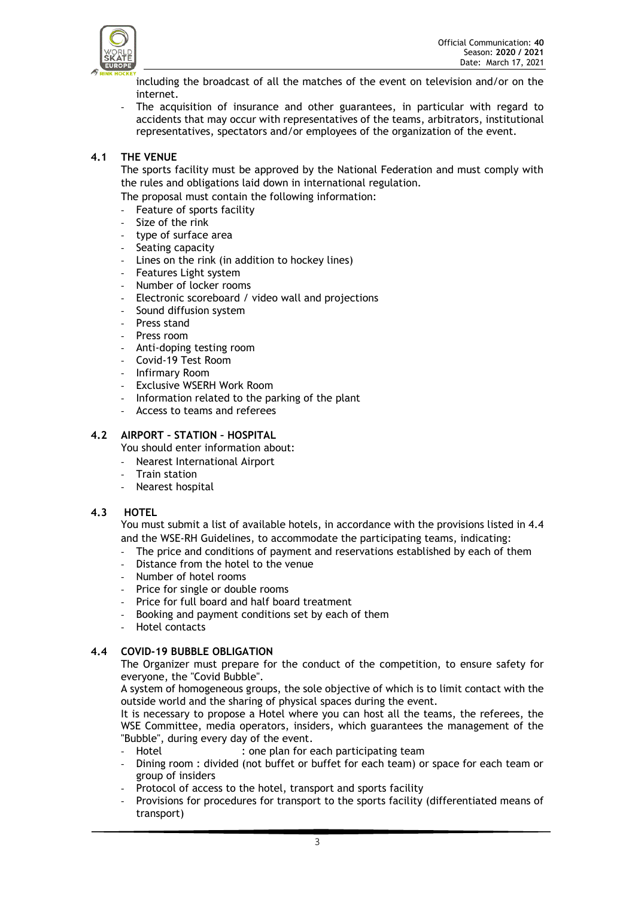including the broadcast of all the matches of the event on television and/or on the internet.
- The acquisition of insurance and other guarantees, in particular with regard to accidents that may occur with representatives of the teams, arbitrators, institutional representatives, spectators and/or employees of the organization of the event.

## 4.1 THE VENUE

The sports facility must be approved by the National Federation and must comply with the rules and obligations laid down in international regulation.

The proposal must contain the following information:

- Feature of sports facility
- Size of the rink
- type of surface area
- Seating capacity
- Lines on the rink (in addition to hockey lines)
- Features Light system
- Number of locker rooms
- Electronic scoreboard / video wall and projections
- Sound diffusion system
- Press stand
- Press room
- Anti-doping testing room
- Covid-19 Test Room
- Infirmary Room
- Exclusive WSERH Work Room
- Information related to the parking of the plant
- Access to teams and referees

## 4.2 AIRPORT – STATION – HOSPITAL

You should enter information about:

- Nearest International Airport
- Train station
- Nearest hospital

## 4.3 HOTEL

You must submit a list of available hotels, in accordance with the provisions listed in 4.4 and the WSE-RH Guidelines, to accommodate the participating teams, indicating:

- The price and conditions of payment and reservations established by each of them
- Distance from the hotel to the venue
- Number of hotel rooms
- Price for single or double rooms
- Price for full board and half board treatment
- Booking and payment conditions set by each of them
- Hotel contacts

## 4.4 COVID-19 BUBBLE OBLIGATION

The Organizer must prepare for the conduct of the competition, to ensure safety for everyone, the "Covid Bubble".

A system of homogeneous groups, the sole objective of which is to limit contact with the outside world and the sharing of physical spaces during the event.

It is necessary to propose a Hotel where you can host all the teams, the referees, the WSE Committee, media operators, insiders, which guarantees the management of the "Bubble", during every day of the event.

- Hotel : one plan for each participating team
- Dining room : divided (not buffet or buffet for each team) or space for each team or group of insiders
- Protocol of access to the hotel, transport and sports facility
- Provisions for procedures for transport to the sports facility (differentiated means of transport)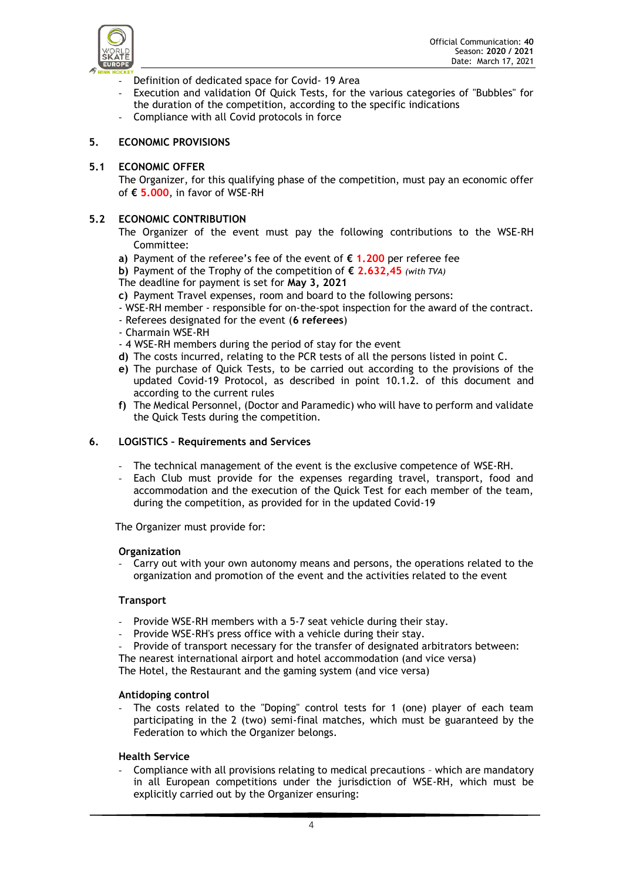- Definition of dedicated space for Covid- 19 Area
- Execution and validation Of Quick Tests, for the various categories of "Bubbles" for the duration of the competition, according to the specific indications
- Compliance with all Covid protocols in force

## 5. ECONOMIC PROVISIONS

### 5.1 ECONOMIC OFFER

The Organizer, for this qualifying phase of the competition, must pay an economic offer of **€ 5.000**, in favor of WSE-RH

### 5.2 ECONOMIC CONTRIBUTION

The Organizer of the event must pay the following contributions to the WSE-RH Committee:

**a)** Payment of the referee's fee of the event of **€ 1.200** per referee fee

**b)** Payment of the Trophy of the competition of **€ 2.632,45** *(with TVA)*

The deadline for payment is set for **May 3, 2021**

**c)** Payment Travel expenses, room and board to the following persons:

- WSE-RH member - responsible for on-the-spot inspection for the award of the contract.
- Referees designated for the event (**6 referees**)
- Charmain WSE-RH
- 4 WSE-RH members during the period of stay for the event

**d)** The costs incurred, relating to the PCR tests of all the persons listed in point C.

**e)** The purchase of Quick Tests, to be carried out according to the provisions of the updated Covid-19 Protocol, as described in point 10.1.2. of this document and according to the current rules

**f)** The Medical Personnel, (Doctor and Paramedic) who will have to perform and validate the Quick Tests during the competition.

## 6. LOGISTICS – Requirements and Services

- The technical management of the event is the exclusive competence of WSE-RH.
- Each Club must provide for the expenses regarding travel, transport, food and accommodation and the execution of the Quick Test for each member of the team, during the competition, as provided for in the updated Covid-19

The Organizer must provide for:

**Organization**

- Carry out with your own autonomy means and persons, the operations related to the organization and promotion of the event and the activities related to the event

**Transport**

- Provide WSE-RH members with a 5-7 seat vehicle during their stay.
- Provide WSE-RH's press office with a vehicle during their stay.
- Provide of transport necessary for the transfer of designated arbitrators between:

The nearest international airport and hotel accommodation (and vice versa)
The Hotel, the Restaurant and the gaming system (and vice versa)

**Antidoping control**

- The costs related to the "Doping" control tests for 1 (one) player of each team participating in the 2 (two) semi-final matches, which must be guaranteed by the Federation to which the Organizer belongs.

**Health Service**

- Compliance with all provisions relating to medical precautions – which are mandatory in all European competitions under the jurisdiction of WSE-RH, which must be explicitly carried out by the Organizer ensuring: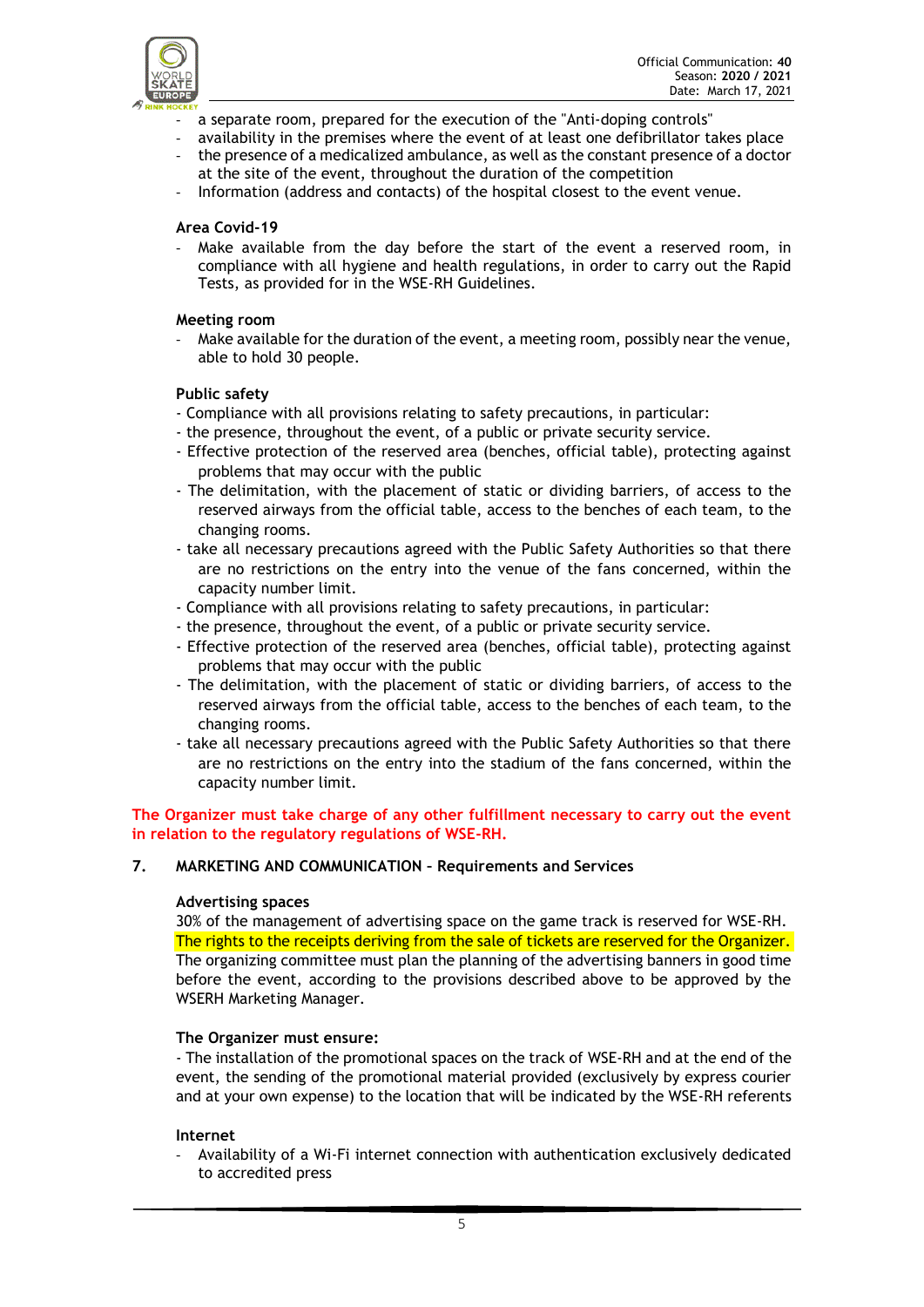- a separate room, prepared for the execution of the "Anti-doping controls"
- availability in the premises where the event of at least one defibrillator takes place
- the presence of a medicalized ambulance, as well as the constant presence of a doctor at the site of the event, throughout the duration of the competition
- Information (address and contacts) of the hospital closest to the event venue.

**Area Covid-19**

- Make available from the day before the start of the event a reserved room, in compliance with all hygiene and health regulations, in order to carry out the Rapid Tests, as provided for in the WSE-RH Guidelines.

**Meeting room**

- Make available for the duration of the event, a meeting room, possibly near the venue, able to hold 30 people.

**Public safety**

- Compliance with all provisions relating to safety precautions, in particular:
- the presence, throughout the event, of a public or private security service.
- Effective protection of the reserved area (benches, official table), protecting against problems that may occur with the public
- The delimitation, with the placement of static or dividing barriers, of access to the reserved airways from the official table, access to the benches of each team, to the changing rooms.
- take all necessary precautions agreed with the Public Safety Authorities so that there are no restrictions on the entry into the venue of the fans concerned, within the capacity number limit.
- Compliance with all provisions relating to safety precautions, in particular:
- the presence, throughout the event, of a public or private security service.
- Effective protection of the reserved area (benches, official table), protecting against problems that may occur with the public
- The delimitation, with the placement of static or dividing barriers, of access to the reserved airways from the official table, access to the benches of each team, to the changing rooms.
- take all necessary precautions agreed with the Public Safety Authorities so that there are no restrictions on the entry into the stadium of the fans concerned, within the capacity number limit.

**The Organizer must take charge of any other fulfillment necessary to carry out the event in relation to the regulatory regulations of WSE-RH.**

## 7. MARKETING AND COMMUNICATION – Requirements and Services

**Advertising spaces**

30% of the management of advertising space on the game track is reserved for WSE-RH. The rights to the receipts deriving from the sale of tickets are reserved for the Organizer. The organizing committee must plan the planning of the advertising banners in good time before the event, according to the provisions described above to be approved by the WSERH Marketing Manager.

**The Organizer must ensure:**

- The installation of the promotional spaces on the track of WSE-RH and at the end of the event, the sending of the promotional material provided (exclusively by express courier and at your own expense) to the location that will be indicated by the WSE-RH referents

**Internet**

- Availability of a Wi-Fi internet connection with authentication exclusively dedicated to accredited press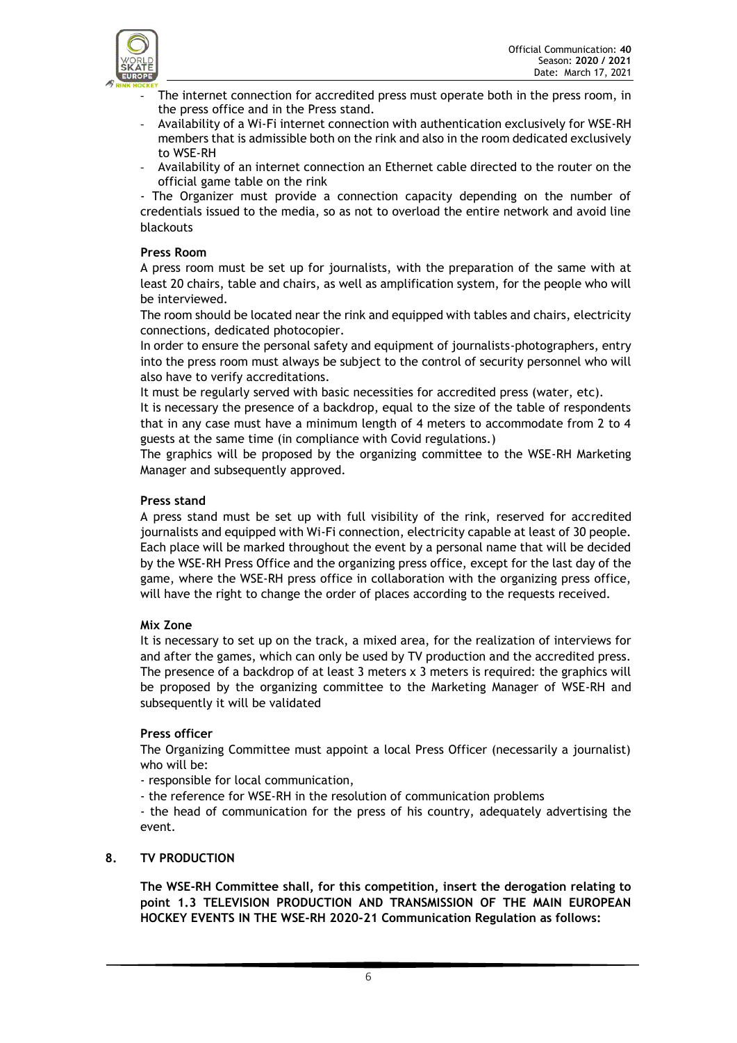- The internet connection for accredited press must operate both in the press room, in the press office and in the Press stand.
- Availability of a Wi-Fi internet connection with authentication exclusively for WSE-RH members that is admissible both on the rink and also in the room dedicated exclusively to WSE-RH
- Availability of an internet connection an Ethernet cable directed to the router on the official game table on the rink

- The Organizer must provide a connection capacity depending on the number of credentials issued to the media, so as not to overload the entire network and avoid line blackouts

**Press Room**

A press room must be set up for journalists, with the preparation of the same with at least 20 chairs, table and chairs, as well as amplification system, for the people who will be interviewed.

The room should be located near the rink and equipped with tables and chairs, electricity connections, dedicated photocopier.

In order to ensure the personal safety and equipment of journalists-photographers, entry into the press room must always be subject to the control of security personnel who will also have to verify accreditations.

It must be regularly served with basic necessities for accredited press (water, etc).

It is necessary the presence of a backdrop, equal to the size of the table of respondents that in any case must have a minimum length of 4 meters to accommodate from 2 to 4 guests at the same time (in compliance with Covid regulations.)

The graphics will be proposed by the organizing committee to the WSE-RH Marketing Manager and subsequently approved.

**Press stand**

A press stand must be set up with full visibility of the rink, reserved for accredited journalists and equipped with Wi-Fi connection, electricity capable at least of 30 people. Each place will be marked throughout the event by a personal name that will be decided by the WSE-RH Press Office and the organizing press office, except for the last day of the game, where the WSE-RH press office in collaboration with the organizing press office, will have the right to change the order of places according to the requests received.

**Mix Zone**

It is necessary to set up on the track, a mixed area, for the realization of interviews for and after the games, which can only be used by TV production and the accredited press. The presence of a backdrop of at least 3 meters x 3 meters is required: the graphics will be proposed by the organizing committee to the Marketing Manager of WSE-RH and subsequently it will be validated

**Press officer**

The Organizing Committee must appoint a local Press Officer (necessarily a journalist) who will be:

- responsible for local communication,
- the reference for WSE-RH in the resolution of communication problems
- the head of communication for the press of his country, adequately advertising the event.

## 8. TV PRODUCTION

**The WSE-RH Committee shall, for this competition, insert the derogation relating to point 1.3 TELEVISION PRODUCTION AND TRANSMISSION OF THE MAIN EUROPEAN HOCKEY EVENTS IN THE WSE-RH 2020-21 Communication Regulation as follows:**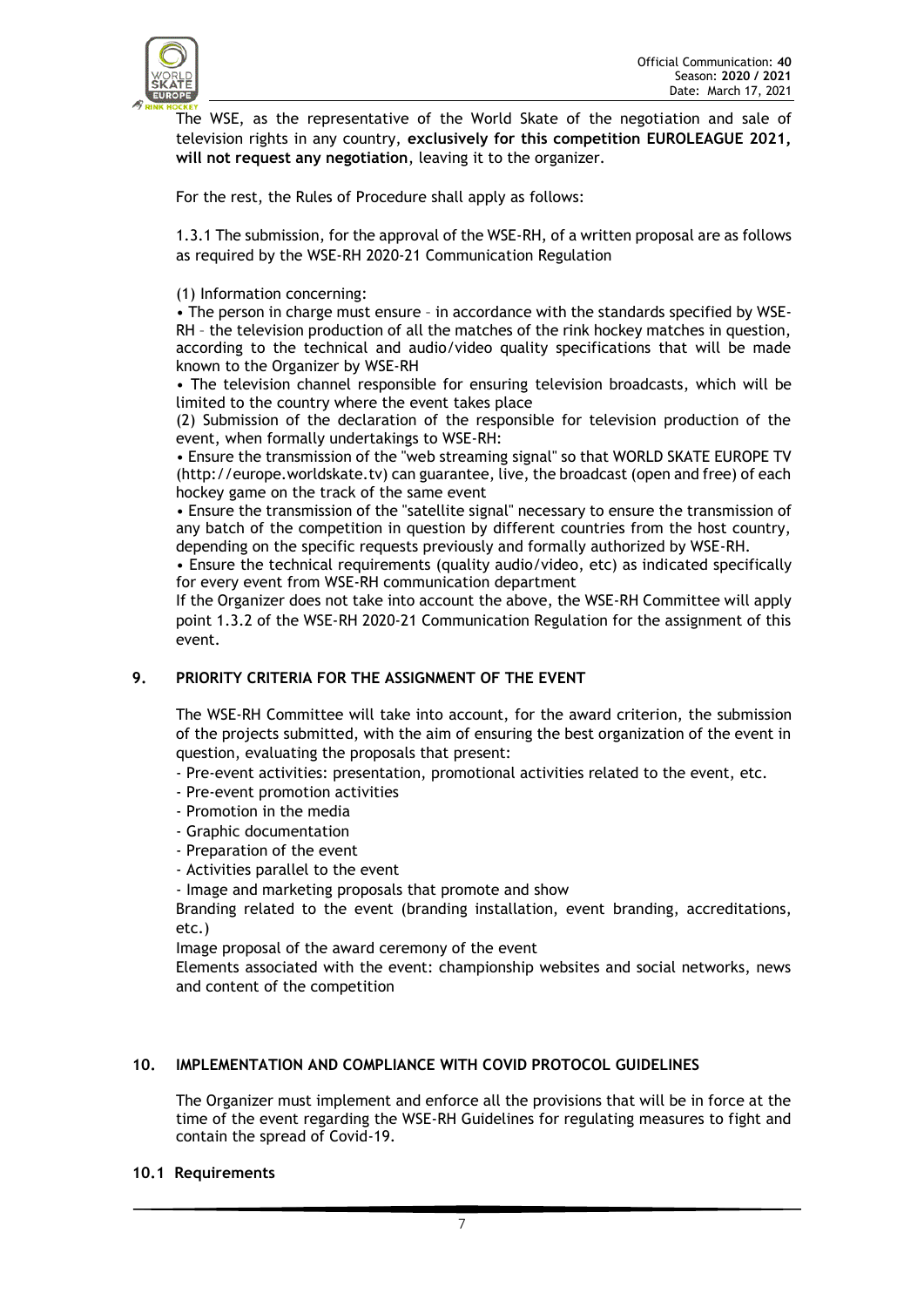The WSE, as the representative of the World Skate of the negotiation and sale of television rights in any country, **exclusively for this competition EUROLEAGUE 2021, will not request any negotiation**, leaving it to the organizer.

For the rest, the Rules of Procedure shall apply as follows:

1.3.1 The submission, for the approval of the WSE-RH, of a written proposal are as follows as required by the WSE-RH 2020-21 Communication Regulation

(1) Information concerning:

• The person in charge must ensure – in accordance with the standards specified by WSE-RH – the television production of all the matches of the rink hockey matches in question, according to the technical and audio/video quality specifications that will be made known to the Organizer by WSE-RH

• The television channel responsible for ensuring television broadcasts, which will be limited to the country where the event takes place

(2) Submission of the declaration of the responsible for television production of the event, when formally undertakings to WSE-RH:

• Ensure the transmission of the "web streaming signal" so that WORLD SKATE EUROPE TV (http://europe.worldskate.tv) can guarantee, live, the broadcast (open and free) of each hockey game on the track of the same event

• Ensure the transmission of the "satellite signal" necessary to ensure the transmission of any batch of the competition in question by different countries from the host country, depending on the specific requests previously and formally authorized by WSE-RH.

• Ensure the technical requirements (quality audio/video, etc) as indicated specifically for every event from WSE-RH communication department

If the Organizer does not take into account the above, the WSE-RH Committee will apply point 1.3.2 of the WSE-RH 2020-21 Communication Regulation for the assignment of this event.

## 9. PRIORITY CRITERIA FOR THE ASSIGNMENT OF THE EVENT

The WSE-RH Committee will take into account, for the award criterion, the submission of the projects submitted, with the aim of ensuring the best organization of the event in question, evaluating the proposals that present:

- Pre-event activities: presentation, promotional activities related to the event, etc.
- Pre-event promotion activities
- Promotion in the media
- Graphic documentation
- Preparation of the event
- Activities parallel to the event
- Image and marketing proposals that promote and show

Branding related to the event (branding installation, event branding, accreditations, etc.)

Image proposal of the award ceremony of the event

Elements associated with the event: championship websites and social networks, news and content of the competition

## 10. IMPLEMENTATION AND COMPLIANCE WITH COVID PROTOCOL GUIDELINES

The Organizer must implement and enforce all the provisions that will be in force at the time of the event regarding the WSE-RH Guidelines for regulating measures to fight and contain the spread of Covid-19.

### 10.1 Requirements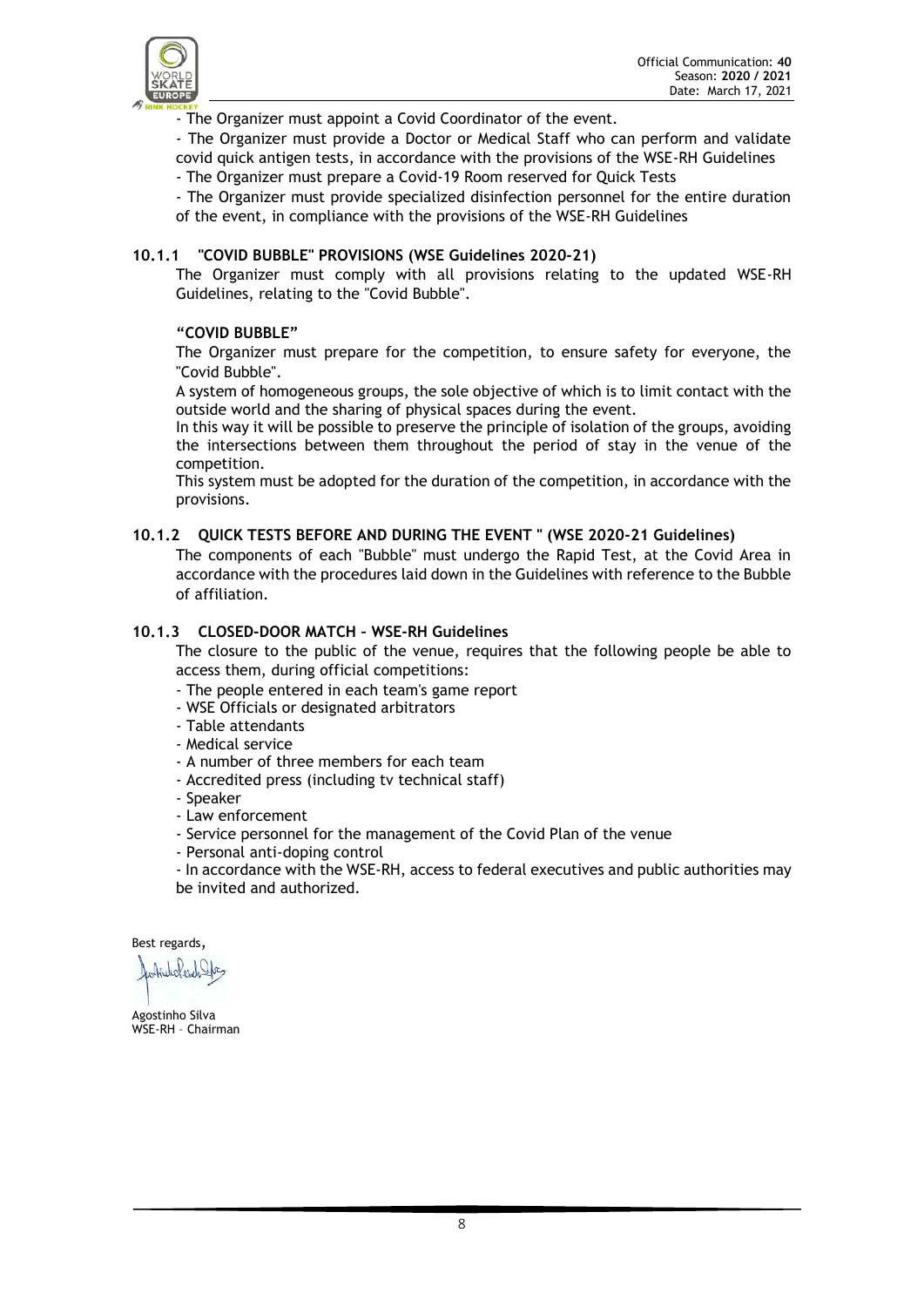- The Organizer must appoint a Covid Coordinator of the event.
- The Organizer must provide a Doctor or Medical Staff who can perform and validate covid quick antigen tests, in accordance with the provisions of the WSE-RH Guidelines
- The Organizer must prepare a Covid-19 Room reserved for Quick Tests
- The Organizer must provide specialized disinfection personnel for the entire duration of the event, in compliance with the provisions of the WSE-RH Guidelines

### 10.1.1 "COVID BUBBLE" PROVISIONS (WSE Guidelines 2020-21)

The Organizer must comply with all provisions relating to the updated WSE-RH Guidelines, relating to the "Covid Bubble".

**"COVID BUBBLE"**

The Organizer must prepare for the competition, to ensure safety for everyone, the "Covid Bubble".

A system of homogeneous groups, the sole objective of which is to limit contact with the outside world and the sharing of physical spaces during the event.

In this way it will be possible to preserve the principle of isolation of the groups, avoiding the intersections between them throughout the period of stay in the venue of the competition.

This system must be adopted for the duration of the competition, in accordance with the provisions.

### 10.1.2 QUICK TESTS BEFORE AND DURING THE EVENT " (WSE 2020-21 Guidelines)

The components of each "Bubble" must undergo the Rapid Test, at the Covid Area in accordance with the procedures laid down in the Guidelines with reference to the Bubble of affiliation.

### 10.1.3 CLOSED-DOOR MATCH – WSE-RH Guidelines

The closure to the public of the venue, requires that the following people be able to access them, during official competitions:

- The people entered in each team's game report
- WSE Officials or designated arbitrators
- Table attendants
- Medical service
- A number of three members for each team
- Accredited press (including tv technical staff)
- Speaker
- Law enforcement
- Service personnel for the management of the Covid Plan of the venue
- Personal anti-doping control
- In accordance with the WSE-RH, access to federal executives and public authorities may be invited and authorized.

Best regards,

Agostinho Silva
WSE-RH – Chairman